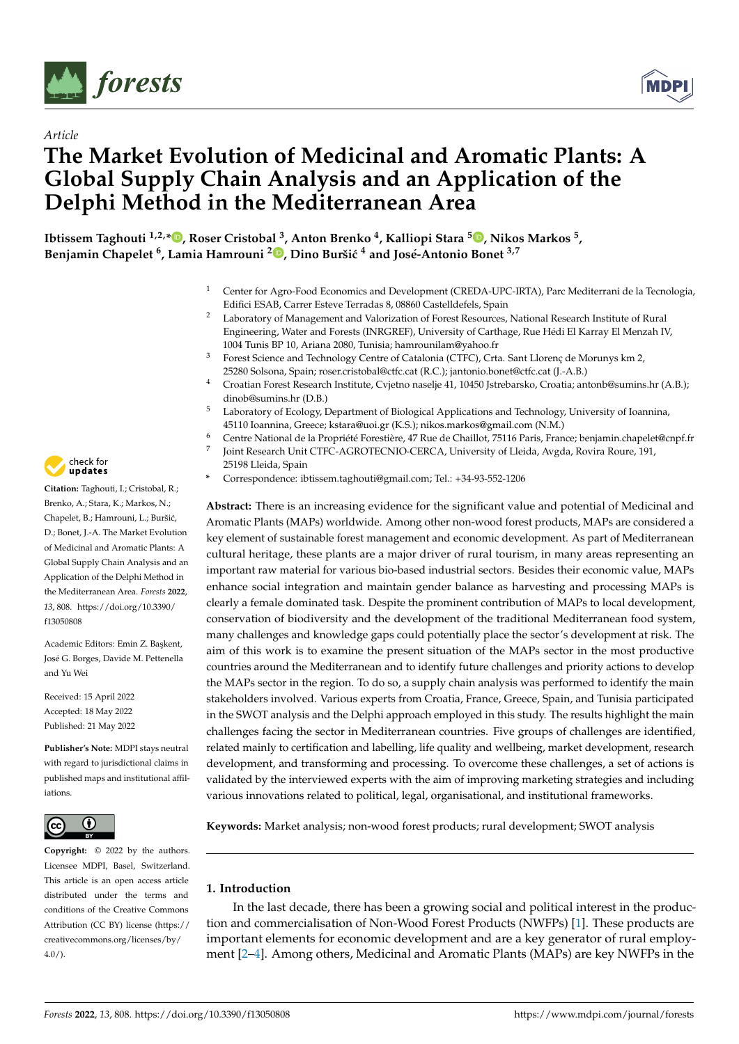*Article*

# The Market Evolution of Medicinal and Aromatic Plants: A Global Supply Chain Analysis and an Application of the Delphi Method in the Mediterranean Area

**Ibtissem Taghouti [1,2,*], Roser Cristobal [3], Anton Brenko [4], Kalliopi Stara [5], Nikos Markos [5], Benjamin Chapelet [6], Lamia Hamrouni [2], Dino Buršić [4] and José-Antonio Bonet [3,7]**

[1] Center for Agro-Food Economics and Development (CREDA-UPC-IRTA), Parc Mediterrani de la Tecnologia, Edifici ESAB, Carrer Esteve Terradas 8, 08860 Castelldefels, Spain

[2] Laboratory of Management and Valorization of Forest Resources, National Research Institute of Rural Engineering, Water and Forests (INRGREF), University of Carthage, Rue Hédi El Karray El Menzah IV, 1004 Tunis BP 10, Ariana 2080, Tunisia; hamrounilam@yahoo.fr

[3] Forest Science and Technology Centre of Catalonia (CTFC), Crta. Sant Llorenç de Morunys km 2, 25280 Solsona, Spain; roser.cristobal@ctfc.cat (R.C.); jantonio.bonet@ctfc.cat (J.-A.B.)

[4] Croatian Forest Research Institute, Cvjetno naselje 41, 10450 Jstrebarsko, Croatia; antonb@sumins.hr (A.B.); dinob@sumins.hr (D.B.)

[5] Laboratory of Ecology, Department of Biological Applications and Technology, University of Ioannina, 45110 Ioannina, Greece; kstara@uoi.gr (K.S.); nikos.markos@gmail.com (N.M.)

[6] Centre National de la Propriété Forestière, 47 Rue de Chaillot, 75116 Paris, France; benjamin.chapelet@cnpf.fr

[7] Joint Research Unit CTFC-AGROTECNIO-CERCA, University of Lleida, Avgda, Rovira Roure, 191, 25198 Lleida, Spain

\* Correspondence: ibtissem.taghouti@gmail.com; Tel.: +34-93-552-1206

**Citation:** Taghouti, I.; Cristobal, R.; Brenko, A.; Stara, K.; Markos, N.; Chapelet, B.; Hamrouni, L.; Buršić, D.; Bonet, J.-A. The Market Evolution of Medicinal and Aromatic Plants: A Global Supply Chain Analysis and an Application of the Delphi Method in the Mediterranean Area. *Forests* **2022**, *13*, 808. https://doi.org/10.3390/f13050808

Academic Editors: Emin Z. Başkent, José G. Borges, Davide M. Pettenella and Yu Wei

Received: 15 April 2022
Accepted: 18 May 2022
Published: 21 May 2022

**Publisher's Note:** MDPI stays neutral with regard to jurisdictional claims in published maps and institutional affiliations.

**Copyright:** © 2022 by the authors. Licensee MDPI, Basel, Switzerland. This article is an open access article distributed under the terms and conditions of the Creative Commons Attribution (CC BY) license (https://creativecommons.org/licenses/by/4.0/).

**Abstract:** There is an increasing evidence for the significant value and potential of Medicinal and Aromatic Plants (MAPs) worldwide. Among other non-wood forest products, MAPs are considered a key element of sustainable forest management and economic development. As part of Mediterranean cultural heritage, these plants are a major driver of rural tourism, in many areas representing an important raw material for various bio-based industrial sectors. Besides their economic value, MAPs enhance social integration and maintain gender balance as harvesting and processing MAPs is clearly a female dominated task. Despite the prominent contribution of MAPs to local development, conservation of biodiversity and the development of the traditional Mediterranean food system, many challenges and knowledge gaps could potentially place the sector's development at risk. The aim of this work is to examine the present situation of the MAPs sector in the most productive countries around the Mediterranean and to identify future challenges and priority actions to develop the MAPs sector in the region. To do so, a supply chain analysis was performed to identify the main stakeholders involved. Various experts from Croatia, France, Greece, Spain, and Tunisia participated in the SWOT analysis and the Delphi approach employed in this study. The results highlight the main challenges facing the sector in Mediterranean countries. Five groups of challenges are identified, related mainly to certification and labelling, life quality and wellbeing, market development, research development, and transforming and processing. To overcome these challenges, a set of actions is validated by the interviewed experts with the aim of improving marketing strategies and including various innovations related to political, legal, organisational, and institutional frameworks.

**Keywords:** Market analysis; non-wood forest products; rural development; SWOT analysis

## 1. Introduction

In the last decade, there has been a growing social and political interest in the production and commercialisation of Non-Wood Forest Products (NWFPs) [1]. These products are important elements for economic development and are a key generator of rural employment [2–4]. Among others, Medicinal and Aromatic Plants (MAPs) are key NWFPs in the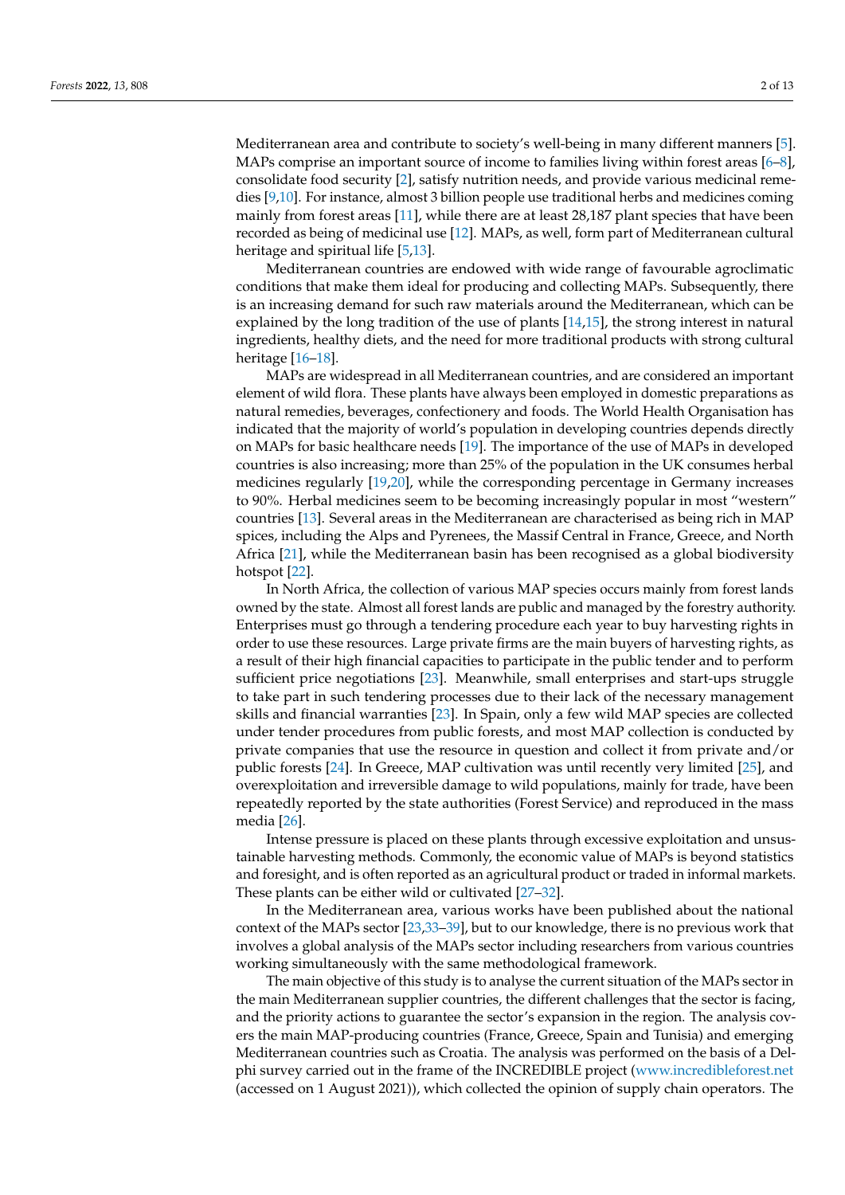Mediterranean area and contribute to society's well-being in many different manners [5]. MAPs comprise an important source of income to families living within forest areas [6–8], consolidate food security [2], satisfy nutrition needs, and provide various medicinal remedies [9,10]. For instance, almost 3 billion people use traditional herbs and medicines coming mainly from forest areas [11], while there are at least 28,187 plant species that have been recorded as being of medicinal use [12]. MAPs, as well, form part of Mediterranean cultural heritage and spiritual life [5,13].

Mediterranean countries are endowed with wide range of favourable agroclimatic conditions that make them ideal for producing and collecting MAPs. Subsequently, there is an increasing demand for such raw materials around the Mediterranean, which can be explained by the long tradition of the use of plants [14,15], the strong interest in natural ingredients, healthy diets, and the need for more traditional products with strong cultural heritage [16–18].

MAPs are widespread in all Mediterranean countries, and are considered an important element of wild flora. These plants have always been employed in domestic preparations as natural remedies, beverages, confectionery and foods. The World Health Organisation has indicated that the majority of world's population in developing countries depends directly on MAPs for basic healthcare needs [19]. The importance of the use of MAPs in developed countries is also increasing; more than 25% of the population in the UK consumes herbal medicines regularly [19,20], while the corresponding percentage in Germany increases to 90%. Herbal medicines seem to be becoming increasingly popular in most "western" countries [13]. Several areas in the Mediterranean are characterised as being rich in MAP spices, including the Alps and Pyrenees, the Massif Central in France, Greece, and North Africa [21], while the Mediterranean basin has been recognised as a global biodiversity hotspot [22].

In North Africa, the collection of various MAP species occurs mainly from forest lands owned by the state. Almost all forest lands are public and managed by the forestry authority. Enterprises must go through a tendering procedure each year to buy harvesting rights in order to use these resources. Large private firms are the main buyers of harvesting rights, as a result of their high financial capacities to participate in the public tender and to perform sufficient price negotiations [23]. Meanwhile, small enterprises and start-ups struggle to take part in such tendering processes due to their lack of the necessary management skills and financial warranties [23]. In Spain, only a few wild MAP species are collected under tender procedures from public forests, and most MAP collection is conducted by private companies that use the resource in question and collect it from private and/or public forests [24]. In Greece, MAP cultivation was until recently very limited [25], and overexploitation and irreversible damage to wild populations, mainly for trade, have been repeatedly reported by the state authorities (Forest Service) and reproduced in the mass media [26].

Intense pressure is placed on these plants through excessive exploitation and unsustainable harvesting methods. Commonly, the economic value of MAPs is beyond statistics and foresight, and is often reported as an agricultural product or traded in informal markets. These plants can be either wild or cultivated [27–32].

In the Mediterranean area, various works have been published about the national context of the MAPs sector [23,33–39], but to our knowledge, there is no previous work that involves a global analysis of the MAPs sector including researchers from various countries working simultaneously with the same methodological framework.

The main objective of this study is to analyse the current situation of the MAPs sector in the main Mediterranean supplier countries, the different challenges that the sector is facing, and the priority actions to guarantee the sector's expansion in the region. The analysis covers the main MAP-producing countries (France, Greece, Spain and Tunisia) and emerging Mediterranean countries such as Croatia. The analysis was performed on the basis of a Delphi survey carried out in the frame of the INCREDIBLE project (www.incredibleforest.net (accessed on 1 August 2021)), which collected the opinion of supply chain operators. The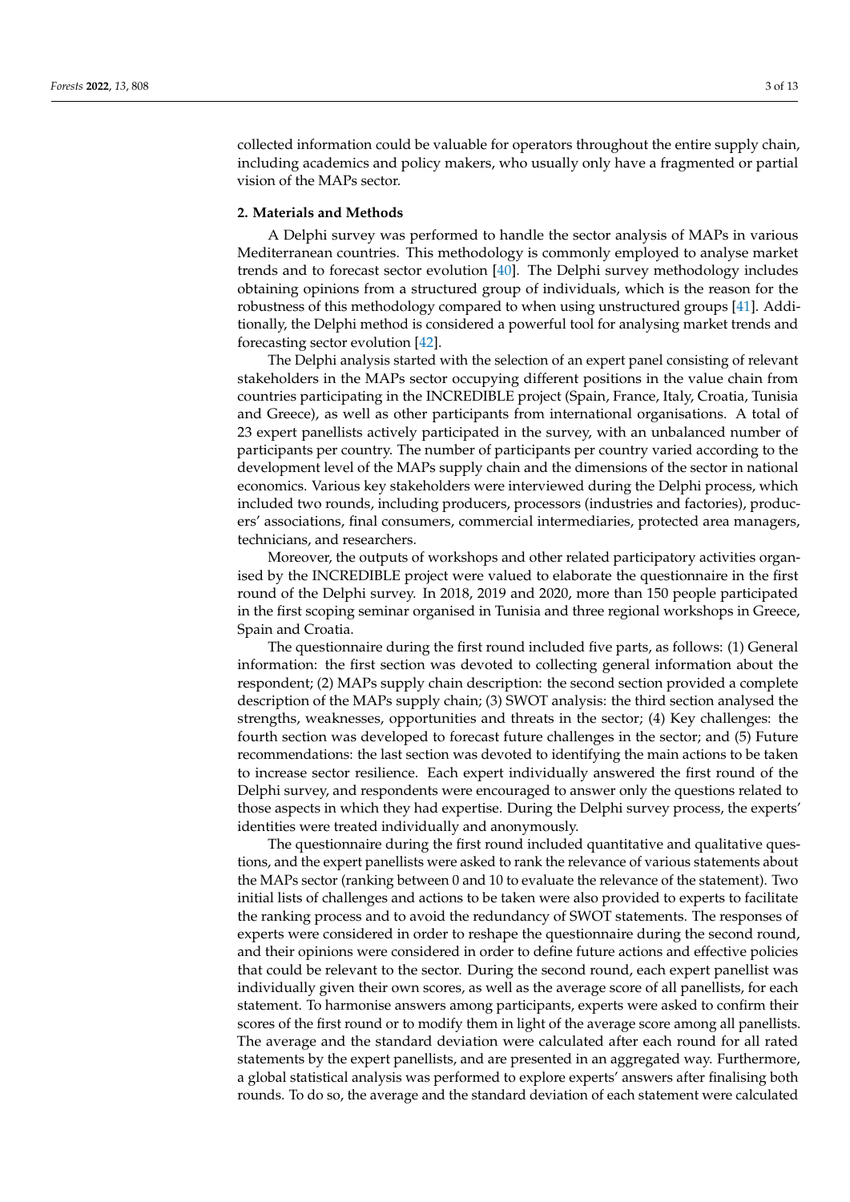collected information could be valuable for operators throughout the entire supply chain, including academics and policy makers, who usually only have a fragmented or partial vision of the MAPs sector.

## 2. Materials and Methods

A Delphi survey was performed to handle the sector analysis of MAPs in various Mediterranean countries. This methodology is commonly employed to analyse market trends and to forecast sector evolution [40]. The Delphi survey methodology includes obtaining opinions from a structured group of individuals, which is the reason for the robustness of this methodology compared to when using unstructured groups [41]. Additionally, the Delphi method is considered a powerful tool for analysing market trends and forecasting sector evolution [42].

The Delphi analysis started with the selection of an expert panel consisting of relevant stakeholders in the MAPs sector occupying different positions in the value chain from countries participating in the INCREDIBLE project (Spain, France, Italy, Croatia, Tunisia and Greece), as well as other participants from international organisations. A total of 23 expert panellists actively participated in the survey, with an unbalanced number of participants per country. The number of participants per country varied according to the development level of the MAPs supply chain and the dimensions of the sector in national economics. Various key stakeholders were interviewed during the Delphi process, which included two rounds, including producers, processors (industries and factories), producers' associations, final consumers, commercial intermediaries, protected area managers, technicians, and researchers.

Moreover, the outputs of workshops and other related participatory activities organised by the INCREDIBLE project were valued to elaborate the questionnaire in the first round of the Delphi survey. In 2018, 2019 and 2020, more than 150 people participated in the first scoping seminar organised in Tunisia and three regional workshops in Greece, Spain and Croatia.

The questionnaire during the first round included five parts, as follows: (1) General information: the first section was devoted to collecting general information about the respondent; (2) MAPs supply chain description: the second section provided a complete description of the MAPs supply chain; (3) SWOT analysis: the third section analysed the strengths, weaknesses, opportunities and threats in the sector; (4) Key challenges: the fourth section was developed to forecast future challenges in the sector; and (5) Future recommendations: the last section was devoted to identifying the main actions to be taken to increase sector resilience. Each expert individually answered the first round of the Delphi survey, and respondents were encouraged to answer only the questions related to those aspects in which they had expertise. During the Delphi survey process, the experts' identities were treated individually and anonymously.

The questionnaire during the first round included quantitative and qualitative questions, and the expert panellists were asked to rank the relevance of various statements about the MAPs sector (ranking between 0 and 10 to evaluate the relevance of the statement). Two initial lists of challenges and actions to be taken were also provided to experts to facilitate the ranking process and to avoid the redundancy of SWOT statements. The responses of experts were considered in order to reshape the questionnaire during the second round, and their opinions were considered in order to define future actions and effective policies that could be relevant to the sector. During the second round, each expert panellist was individually given their own scores, as well as the average score of all panellists, for each statement. To harmonise answers among participants, experts were asked to confirm their scores of the first round or to modify them in light of the average score among all panellists. The average and the standard deviation were calculated after each round for all rated statements by the expert panellists, and are presented in an aggregated way. Furthermore, a global statistical analysis was performed to explore experts' answers after finalising both rounds. To do so, the average and the standard deviation of each statement were calculated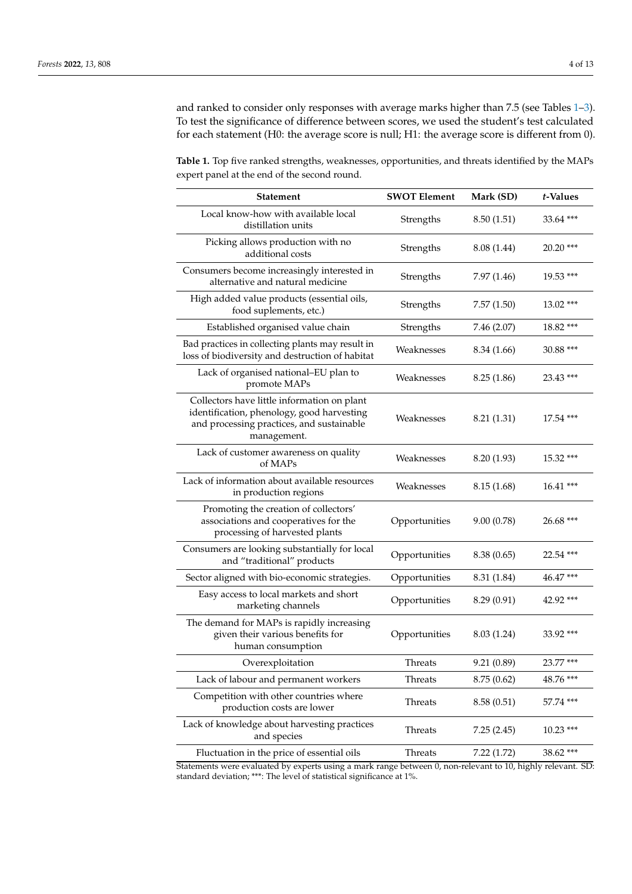and ranked to consider only responses with average marks higher than 7.5 (see Tables 1–3). To test the significance of difference between scores, we used the student's test calculated for each statement (H0: the average score is null; H1: the average score is different from 0).

**Table 1.** Top five ranked strengths, weaknesses, opportunities, and threats identified by the MAPs expert panel at the end of the second round.

| Statement | SWOT Element | Mark (SD) | *t*-Values |
|---|---|---|---|
| Local know-how with available local distillation units | Strengths | 8.50 (1.51) | 33.64 *** |
| Picking allows production with no additional costs | Strengths | 8.08 (1.44) | 20.20 *** |
| Consumers become increasingly interested in alternative and natural medicine | Strengths | 7.97 (1.46) | 19.53 *** |
| High added value products (essential oils, food suplements, etc.) | Strengths | 7.57 (1.50) | 13.02 *** |
| Established organised value chain | Strengths | 7.46 (2.07) | 18.82 *** |
| Bad practices in collecting plants may result in loss of biodiversity and destruction of habitat | Weaknesses | 8.34 (1.66) | 30.88 *** |
| Lack of organised national–EU plan to promote MAPs | Weaknesses | 8.25 (1.86) | 23.43 *** |
| Collectors have little information on plant identification, phenology, good harvesting and processing practices, and sustainable management. | Weaknesses | 8.21 (1.31) | 17.54 *** |
| Lack of customer awareness on quality of MAPs | Weaknesses | 8.20 (1.93) | 15.32 *** |
| Lack of information about available resources in production regions | Weaknesses | 8.15 (1.68) | 16.41 *** |
| Promoting the creation of collectors' associations and cooperatives for the processing of harvested plants | Opportunities | 9.00 (0.78) | 26.68 *** |
| Consumers are looking substantially for local and "traditional" products | Opportunities | 8.38 (0.65) | 22.54 *** |
| Sector aligned with bio-economic strategies. | Opportunities | 8.31 (1.84) | 46.47 *** |
| Easy access to local markets and short marketing channels | Opportunities | 8.29 (0.91) | 42.92 *** |
| The demand for MAPs is rapidly increasing given their various benefits for human consumption | Opportunities | 8.03 (1.24) | 33.92 *** |
| Overexploitation | Threats | 9.21 (0.89) | 23.77 *** |
| Lack of labour and permanent workers | Threats | 8.75 (0.62) | 48.76 *** |
| Competition with other countries where production costs are lower | Threats | 8.58 (0.51) | 57.74 *** |
| Lack of knowledge about harvesting practices and species | Threats | 7.25 (2.45) | 10.23 *** |
| Fluctuation in the price of essential oils | Threats | 7.22 (1.72) | 38.62 *** |

Statements were evaluated by experts using a mark range between 0, non-relevant to 10, highly relevant. SD: standard deviation; ***: The level of statistical significance at 1%.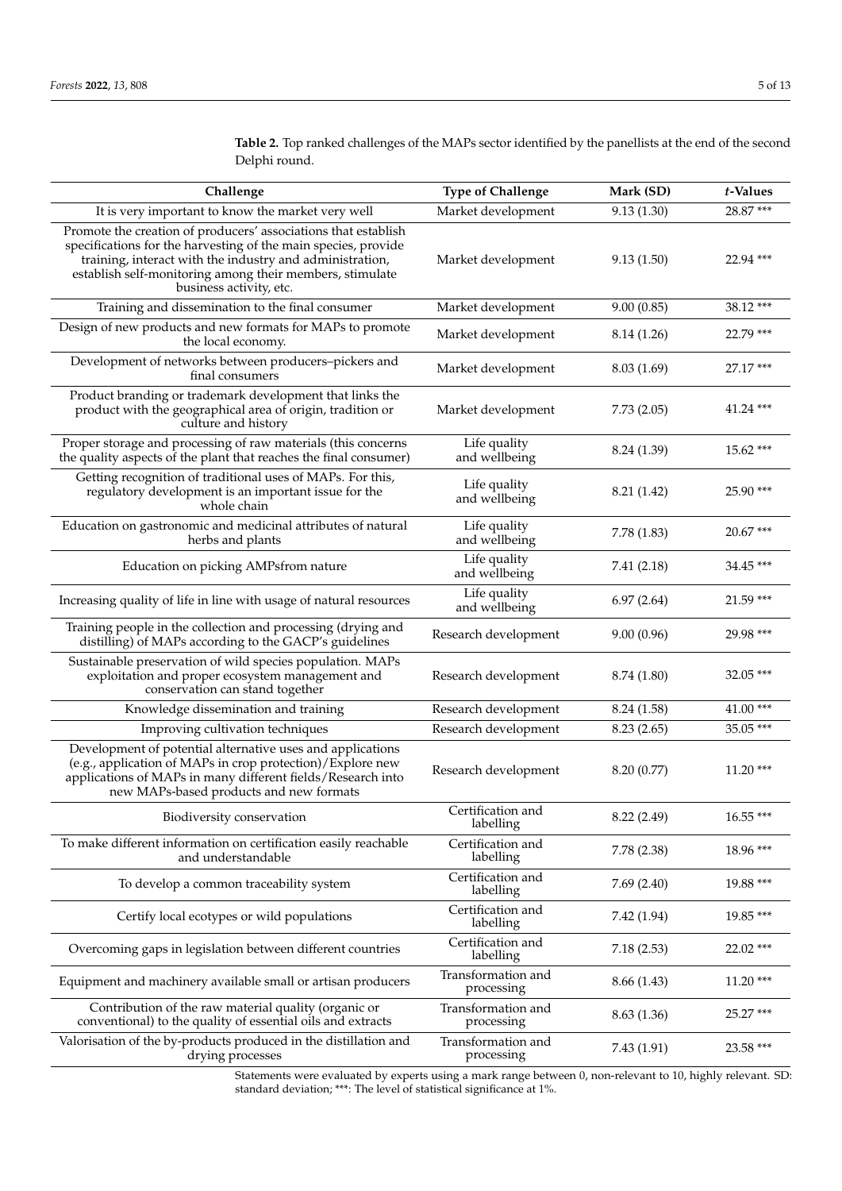**Table 2.** Top ranked challenges of the MAPs sector identified by the panellists at the end of the second Delphi round.

| Challenge | Type of Challenge | Mark (SD) | *t*-Values |
|---|---|---|---|
| It is very important to know the market very well | Market development | 9.13 (1.30) | 28.87 *** |
| Promote the creation of producers' associations that establish specifications for the harvesting of the main species, provide training, interact with the industry and administration, establish self-monitoring among their members, stimulate business activity, etc. | Market development | 9.13 (1.50) | 22.94 *** |
| Training and dissemination to the final consumer | Market development | 9.00 (0.85) | 38.12 *** |
| Design of new products and new formats for MAPs to promote the local economy. | Market development | 8.14 (1.26) | 22.79 *** |
| Development of networks between producers–pickers and final consumers | Market development | 8.03 (1.69) | 27.17 *** |
| Product branding or trademark development that links the product with the geographical area of origin, tradition or culture and history | Market development | 7.73 (2.05) | 41.24 *** |
| Proper storage and processing of raw materials (this concerns the quality aspects of the plant that reaches the final consumer) | Life quality and wellbeing | 8.24 (1.39) | 15.62 *** |
| Getting recognition of traditional uses of MAPs. For this, regulatory development is an important issue for the whole chain | Life quality and wellbeing | 8.21 (1.42) | 25.90 *** |
| Education on gastronomic and medicinal attributes of natural herbs and plants | Life quality and wellbeing | 7.78 (1.83) | 20.67 *** |
| Education on picking AMPsfrom nature | Life quality and wellbeing | 7.41 (2.18) | 34.45 *** |
| Increasing quality of life in line with usage of natural resources | Life quality and wellbeing | 6.97 (2.64) | 21.59 *** |
| Training people in the collection and processing (drying and distilling) of MAPs according to the GACP's guidelines | Research development | 9.00 (0.96) | 29.98 *** |
| Sustainable preservation of wild species population. MAPs exploitation and proper ecosystem management and conservation can stand together | Research development | 8.74 (1.80) | 32.05 *** |
| Knowledge dissemination and training | Research development | 8.24 (1.58) | 41.00 *** |
| Improving cultivation techniques | Research development | 8.23 (2.65) | 35.05 *** |
| Development of potential alternative uses and applications (e.g., application of MAPs in crop protection)/Explore new applications of MAPs in many different fields/Research into new MAPs-based products and new formats | Research development | 8.20 (0.77) | 11.20 *** |
| Biodiversity conservation | Certification and labelling | 8.22 (2.49) | 16.55 *** |
| To make different information on certification easily reachable and understandable | Certification and labelling | 7.78 (2.38) | 18.96 *** |
| To develop a common traceability system | Certification and labelling | 7.69 (2.40) | 19.88 *** |
| Certify local ecotypes or wild populations | Certification and labelling | 7.42 (1.94) | 19.85 *** |
| Overcoming gaps in legislation between different countries | Certification and labelling | 7.18 (2.53) | 22.02 *** |
| Equipment and machinery available small or artisan producers | Transformation and processing | 8.66 (1.43) | 11.20 *** |
| Contribution of the raw material quality (organic or conventional) to the quality of essential oils and extracts | Transformation and processing | 8.63 (1.36) | 25.27 *** |
| Valorisation of the by-products produced in the distillation and drying processes | Transformation and processing | 7.43 (1.91) | 23.58 *** |

Statements were evaluated by experts using a mark range between 0, non-relevant to 10, highly relevant. SD: standard deviation; ***: The level of statistical significance at 1%.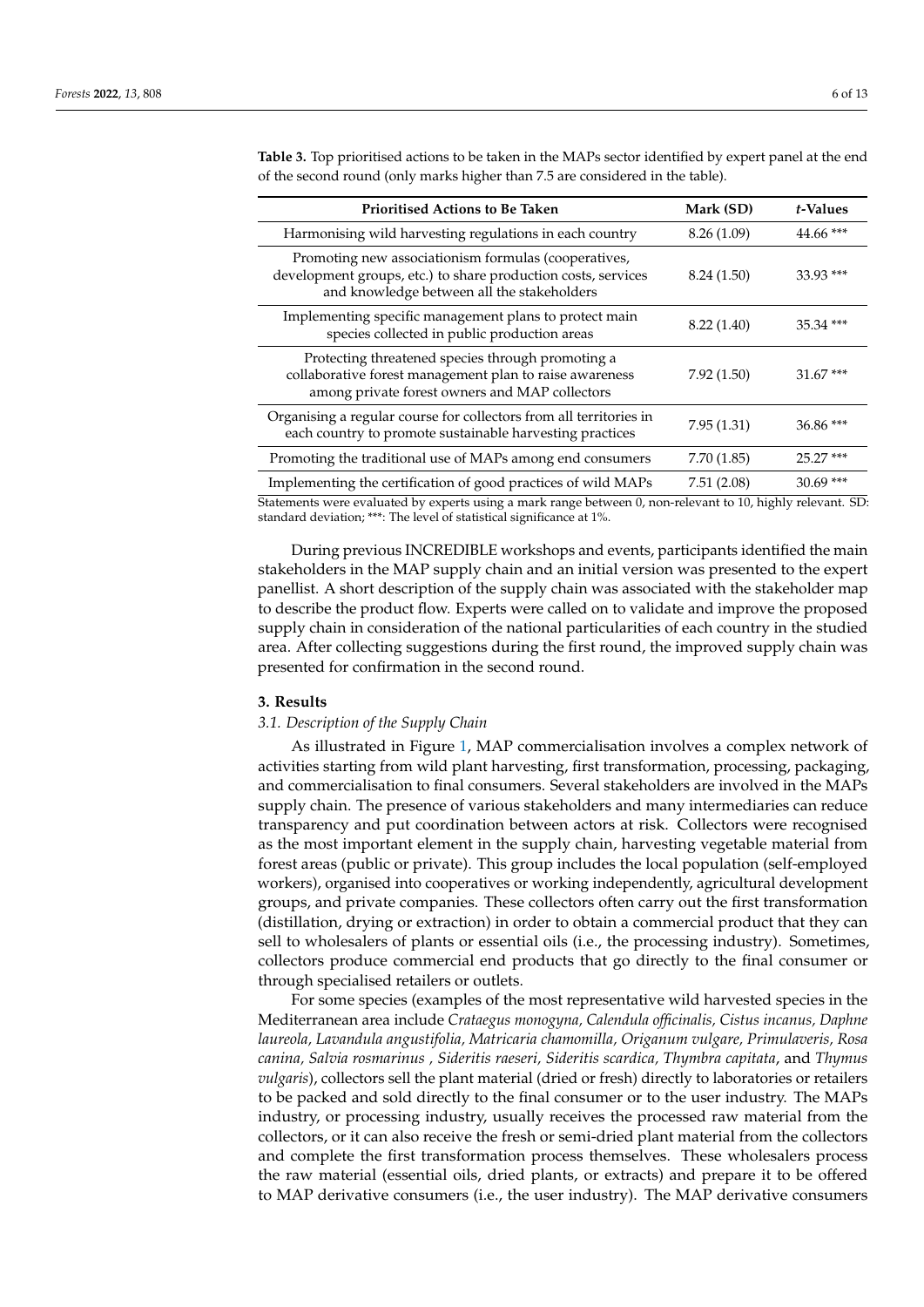**Table 3.** Top prioritised actions to be taken in the MAPs sector identified by expert panel at the end of the second round (only marks higher than 7.5 are considered in the table).

| Prioritised Actions to Be Taken | Mark (SD) | *t*-Values |
|---|---|---|
| Harmonising wild harvesting regulations in each country | 8.26 (1.09) | 44.66 *** |
| Promoting new associationism formulas (cooperatives, development groups, etc.) to share production costs, services and knowledge between all the stakeholders | 8.24 (1.50) | 33.93 *** |
| Implementing specific management plans to protect main species collected in public production areas | 8.22 (1.40) | 35.34 *** |
| Protecting threatened species through promoting a collaborative forest management plan to raise awareness among private forest owners and MAP collectors | 7.92 (1.50) | 31.67 *** |
| Organising a regular course for collectors from all territories in each country to promote sustainable harvesting practices | 7.95 (1.31) | 36.86 *** |
| Promoting the traditional use of MAPs among end consumers | 7.70 (1.85) | 25.27 *** |
| Implementing the certification of good practices of wild MAPs | 7.51 (2.08) | 30.69 *** |

Statements were evaluated by experts using a mark range between 0, non-relevant to 10, highly relevant. SD: standard deviation; ***: The level of statistical significance at 1%.

During previous INCREDIBLE workshops and events, participants identified the main stakeholders in the MAP supply chain and an initial version was presented to the expert panellist. A short description of the supply chain was associated with the stakeholder map to describe the product flow. Experts were called on to validate and improve the proposed supply chain in consideration of the national particularities of each country in the studied area. After collecting suggestions during the first round, the improved supply chain was presented for confirmation in the second round.

## 3. Results

### 3.1. Description of the Supply Chain

As illustrated in Figure 1, MAP commercialisation involves a complex network of activities starting from wild plant harvesting, first transformation, processing, packaging, and commercialisation to final consumers. Several stakeholders are involved in the MAPs supply chain. The presence of various stakeholders and many intermediaries can reduce transparency and put coordination between actors at risk. Collectors were recognised as the most important element in the supply chain, harvesting vegetable material from forest areas (public or private). This group includes the local population (self-employed workers), organised into cooperatives or working independently, agricultural development groups, and private companies. These collectors often carry out the first transformation (distillation, drying or extraction) in order to obtain a commercial product that they can sell to wholesalers of plants or essential oils (i.e., the processing industry). Sometimes, collectors produce commercial end products that go directly to the final consumer or through specialised retailers or outlets.

For some species (examples of the most representative wild harvested species in the Mediterranean area include *Crataegus monogyna, Calendula officinalis, Cistus incanus, Daphne laureola, Lavandula angustifolia, Matricaria chamomilla, Origanum vulgare, Primulaveris, Rosa canina, Salvia rosmarinus , Sideritis raeseri, Sideritis scardica, Thymbra capitata*, and *Thymus vulgaris*), collectors sell the plant material (dried or fresh) directly to laboratories or retailers to be packed and sold directly to the final consumer or to the user industry. The MAPs industry, or processing industry, usually receives the processed raw material from the collectors, or it can also receive the fresh or semi-dried plant material from the collectors and complete the first transformation process themselves. These wholesalers process the raw material (essential oils, dried plants, or extracts) and prepare it to be offered to MAP derivative consumers (i.e., the user industry). The MAP derivative consumers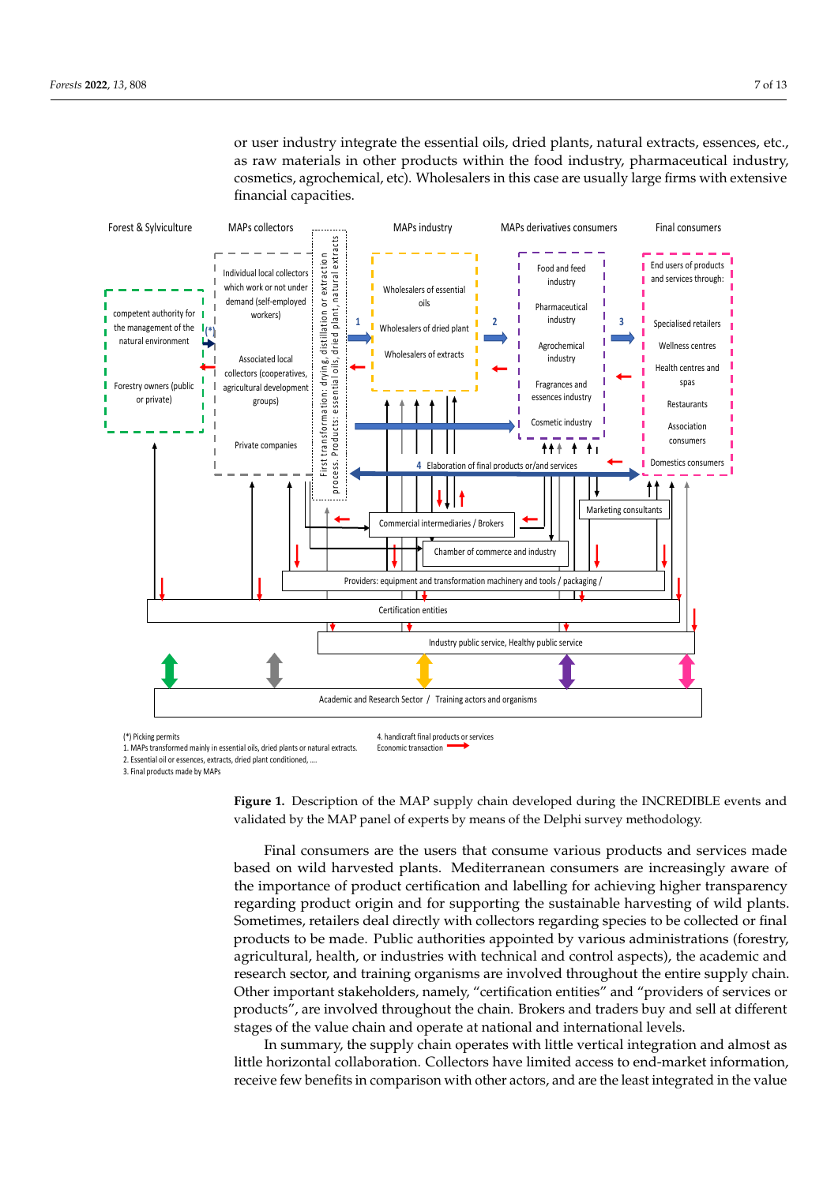or user industry integrate the essential oils, dried plants, natural extracts, essences, etc., as raw materials in other products within the food industry, pharmaceutical industry, cosmetics, agrochemical, etc). Wholesalers in this case are usually large firms with extensive financial capacities.

**Figure 1.** Description of the MAP supply chain developed during the INCREDIBLE events and validated by the MAP panel of experts by means of the Delphi survey methodology.

Final consumers are the users that consume various products and services made based on wild harvested plants. Mediterranean consumers are increasingly aware of the importance of product certification and labelling for achieving higher transparency regarding product origin and for supporting the sustainable harvesting of wild plants. Sometimes, retailers deal directly with collectors regarding species to be collected or final products to be made. Public authorities appointed by various administrations (forestry, agricultural, health, or industries with technical and control aspects), the academic and research sector, and training organisms are involved throughout the entire supply chain. Other important stakeholders, namely, "certification entities" and "providers of services or products", are involved throughout the chain. Brokers and traders buy and sell at different stages of the value chain and operate at national and international levels.

In summary, the supply chain operates with little vertical integration and almost as little horizontal collaboration. Collectors have limited access to end-market information, receive few benefits in comparison with other actors, and are the least integrated in the value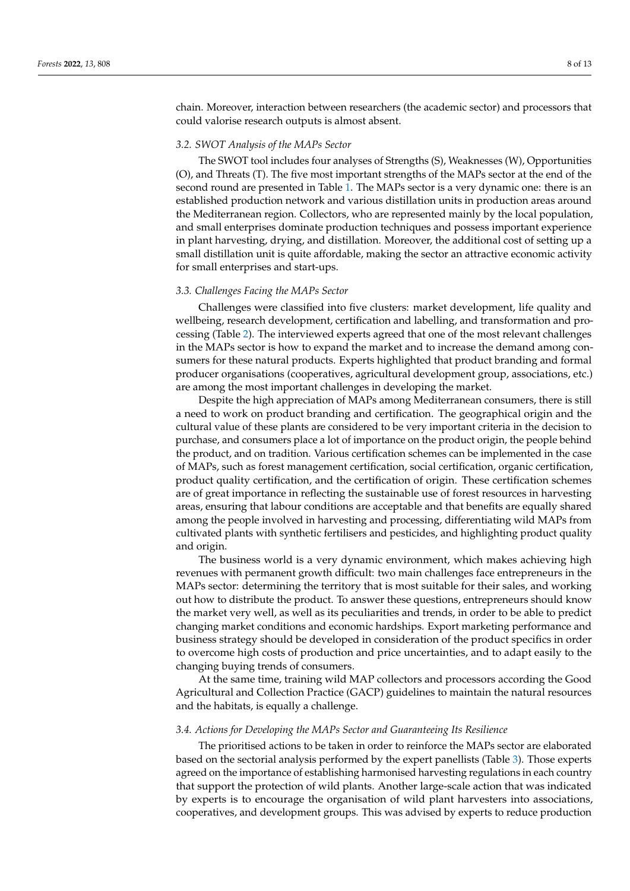chain. Moreover, interaction between researchers (the academic sector) and processors that could valorise research outputs is almost absent.

### 3.2. SWOT Analysis of the MAPs Sector

The SWOT tool includes four analyses of Strengths (S), Weaknesses (W), Opportunities (O), and Threats (T). The five most important strengths of the MAPs sector at the end of the second round are presented in Table 1. The MAPs sector is a very dynamic one: there is an established production network and various distillation units in production areas around the Mediterranean region. Collectors, who are represented mainly by the local population, and small enterprises dominate production techniques and possess important experience in plant harvesting, drying, and distillation. Moreover, the additional cost of setting up a small distillation unit is quite affordable, making the sector an attractive economic activity for small enterprises and start-ups.

### 3.3. Challenges Facing the MAPs Sector

Challenges were classified into five clusters: market development, life quality and wellbeing, research development, certification and labelling, and transformation and processing (Table 2). The interviewed experts agreed that one of the most relevant challenges in the MAPs sector is how to expand the market and to increase the demand among consumers for these natural products. Experts highlighted that product branding and formal producer organisations (cooperatives, agricultural development group, associations, etc.) are among the most important challenges in developing the market.

Despite the high appreciation of MAPs among Mediterranean consumers, there is still a need to work on product branding and certification. The geographical origin and the cultural value of these plants are considered to be very important criteria in the decision to purchase, and consumers place a lot of importance on the product origin, the people behind the product, and on tradition. Various certification schemes can be implemented in the case of MAPs, such as forest management certification, social certification, organic certification, product quality certification, and the certification of origin. These certification schemes are of great importance in reflecting the sustainable use of forest resources in harvesting areas, ensuring that labour conditions are acceptable and that benefits are equally shared among the people involved in harvesting and processing, differentiating wild MAPs from cultivated plants with synthetic fertilisers and pesticides, and highlighting product quality and origin.

The business world is a very dynamic environment, which makes achieving high revenues with permanent growth difficult: two main challenges face entrepreneurs in the MAPs sector: determining the territory that is most suitable for their sales, and working out how to distribute the product. To answer these questions, entrepreneurs should know the market very well, as well as its peculiarities and trends, in order to be able to predict changing market conditions and economic hardships. Export marketing performance and business strategy should be developed in consideration of the product specifics in order to overcome high costs of production and price uncertainties, and to adapt easily to the changing buying trends of consumers.

At the same time, training wild MAP collectors and processors according the Good Agricultural and Collection Practice (GACP) guidelines to maintain the natural resources and the habitats, is equally a challenge.

### 3.4. Actions for Developing the MAPs Sector and Guaranteeing Its Resilience

The prioritised actions to be taken in order to reinforce the MAPs sector are elaborated based on the sectorial analysis performed by the expert panellists (Table 3). Those experts agreed on the importance of establishing harmonised harvesting regulations in each country that support the protection of wild plants. Another large-scale action that was indicated by experts is to encourage the organisation of wild plant harvesters into associations, cooperatives, and development groups. This was advised by experts to reduce production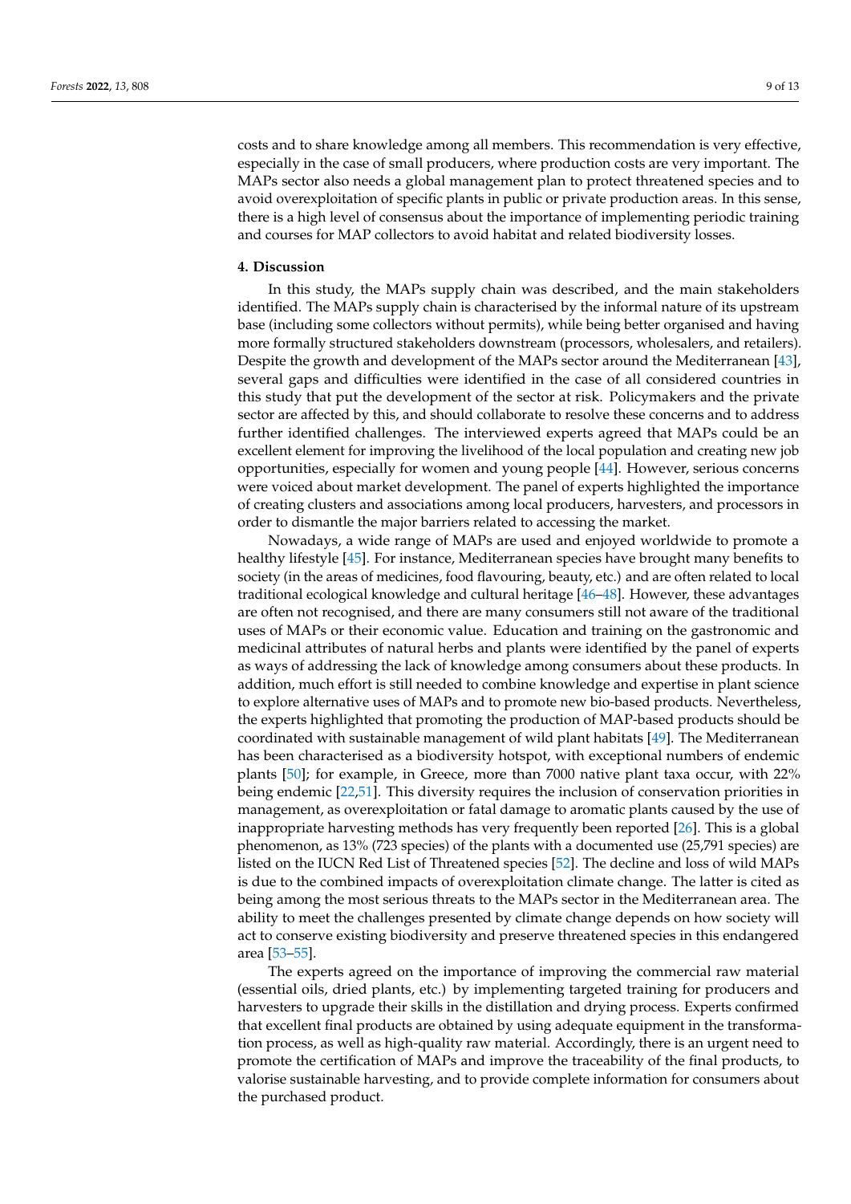costs and to share knowledge among all members. This recommendation is very effective, especially in the case of small producers, where production costs are very important. The MAPs sector also needs a global management plan to protect threatened species and to avoid overexploitation of specific plants in public or private production areas. In this sense, there is a high level of consensus about the importance of implementing periodic training and courses for MAP collectors to avoid habitat and related biodiversity losses.

## 4. Discussion

In this study, the MAPs supply chain was described, and the main stakeholders identified. The MAPs supply chain is characterised by the informal nature of its upstream base (including some collectors without permits), while being better organised and having more formally structured stakeholders downstream (processors, wholesalers, and retailers). Despite the growth and development of the MAPs sector around the Mediterranean [43], several gaps and difficulties were identified in the case of all considered countries in this study that put the development of the sector at risk. Policymakers and the private sector are affected by this, and should collaborate to resolve these concerns and to address further identified challenges. The interviewed experts agreed that MAPs could be an excellent element for improving the livelihood of the local population and creating new job opportunities, especially for women and young people [44]. However, serious concerns were voiced about market development. The panel of experts highlighted the importance of creating clusters and associations among local producers, harvesters, and processors in order to dismantle the major barriers related to accessing the market.

Nowadays, a wide range of MAPs are used and enjoyed worldwide to promote a healthy lifestyle [45]. For instance, Mediterranean species have brought many benefits to society (in the areas of medicines, food flavouring, beauty, etc.) and are often related to local traditional ecological knowledge and cultural heritage [46–48]. However, these advantages are often not recognised, and there are many consumers still not aware of the traditional uses of MAPs or their economic value. Education and training on the gastronomic and medicinal attributes of natural herbs and plants were identified by the panel of experts as ways of addressing the lack of knowledge among consumers about these products. In addition, much effort is still needed to combine knowledge and expertise in plant science to explore alternative uses of MAPs and to promote new bio-based products. Nevertheless, the experts highlighted that promoting the production of MAP-based products should be coordinated with sustainable management of wild plant habitats [49]. The Mediterranean has been characterised as a biodiversity hotspot, with exceptional numbers of endemic plants [50]; for example, in Greece, more than 7000 native plant taxa occur, with 22% being endemic [22,51]. This diversity requires the inclusion of conservation priorities in management, as overexploitation or fatal damage to aromatic plants caused by the use of inappropriate harvesting methods has very frequently been reported [26]. This is a global phenomenon, as 13% (723 species) of the plants with a documented use (25,791 species) are listed on the IUCN Red List of Threatened species [52]. The decline and loss of wild MAPs is due to the combined impacts of overexploitation climate change. The latter is cited as being among the most serious threats to the MAPs sector in the Mediterranean area. The ability to meet the challenges presented by climate change depends on how society will act to conserve existing biodiversity and preserve threatened species in this endangered area [53–55].

The experts agreed on the importance of improving the commercial raw material (essential oils, dried plants, etc.) by implementing targeted training for producers and harvesters to upgrade their skills in the distillation and drying process. Experts confirmed that excellent final products are obtained by using adequate equipment in the transformation process, as well as high-quality raw material. Accordingly, there is an urgent need to promote the certification of MAPs and improve the traceability of the final products, to valorise sustainable harvesting, and to provide complete information for consumers about the purchased product.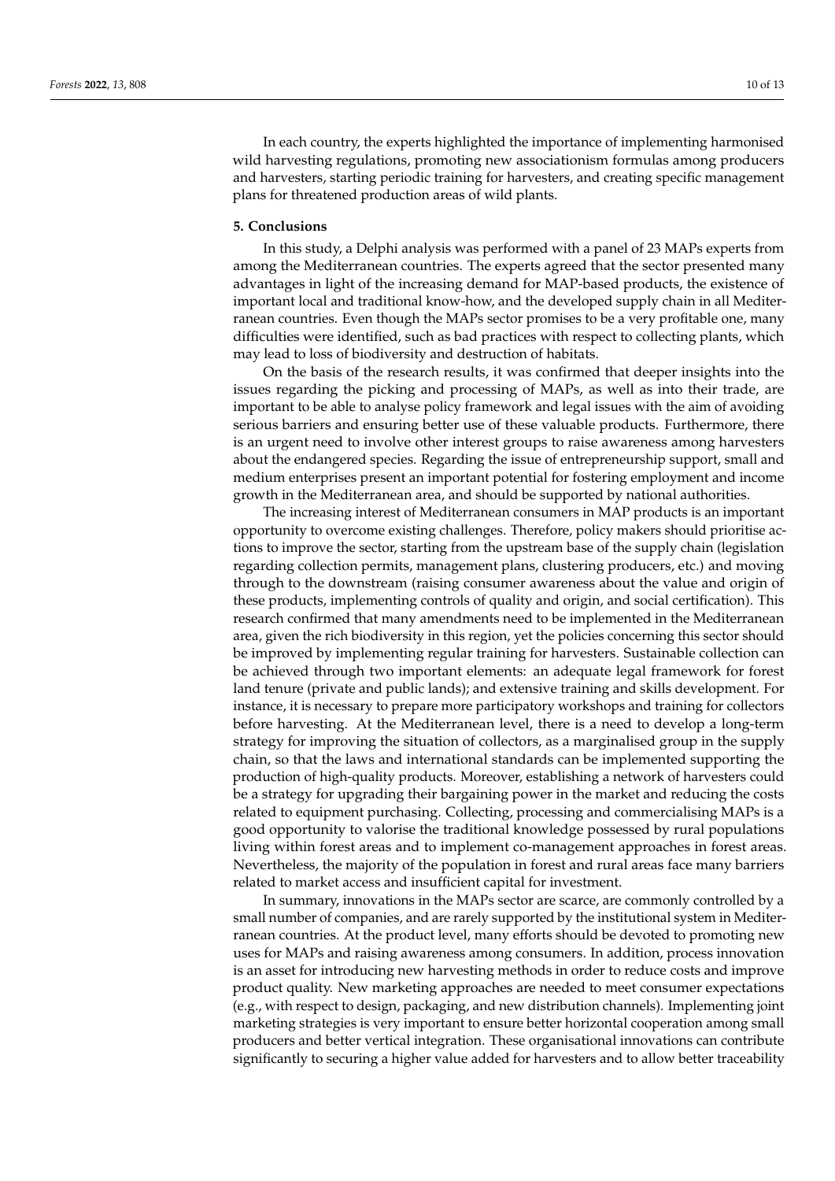In each country, the experts highlighted the importance of implementing harmonised wild harvesting regulations, promoting new associationism formulas among producers and harvesters, starting periodic training for harvesters, and creating specific management plans for threatened production areas of wild plants.

## 5. Conclusions

In this study, a Delphi analysis was performed with a panel of 23 MAPs experts from among the Mediterranean countries. The experts agreed that the sector presented many advantages in light of the increasing demand for MAP-based products, the existence of important local and traditional know-how, and the developed supply chain in all Mediterranean countries. Even though the MAPs sector promises to be a very profitable one, many difficulties were identified, such as bad practices with respect to collecting plants, which may lead to loss of biodiversity and destruction of habitats.

On the basis of the research results, it was confirmed that deeper insights into the issues regarding the picking and processing of MAPs, as well as into their trade, are important to be able to analyse policy framework and legal issues with the aim of avoiding serious barriers and ensuring better use of these valuable products. Furthermore, there is an urgent need to involve other interest groups to raise awareness among harvesters about the endangered species. Regarding the issue of entrepreneurship support, small and medium enterprises present an important potential for fostering employment and income growth in the Mediterranean area, and should be supported by national authorities.

The increasing interest of Mediterranean consumers in MAP products is an important opportunity to overcome existing challenges. Therefore, policy makers should prioritise actions to improve the sector, starting from the upstream base of the supply chain (legislation regarding collection permits, management plans, clustering producers, etc.) and moving through to the downstream (raising consumer awareness about the value and origin of these products, implementing controls of quality and origin, and social certification). This research confirmed that many amendments need to be implemented in the Mediterranean area, given the rich biodiversity in this region, yet the policies concerning this sector should be improved by implementing regular training for harvesters. Sustainable collection can be achieved through two important elements: an adequate legal framework for forest land tenure (private and public lands); and extensive training and skills development. For instance, it is necessary to prepare more participatory workshops and training for collectors before harvesting. At the Mediterranean level, there is a need to develop a long-term strategy for improving the situation of collectors, as a marginalised group in the supply chain, so that the laws and international standards can be implemented supporting the production of high-quality products. Moreover, establishing a network of harvesters could be a strategy for upgrading their bargaining power in the market and reducing the costs related to equipment purchasing. Collecting, processing and commercialising MAPs is a good opportunity to valorise the traditional knowledge possessed by rural populations living within forest areas and to implement co-management approaches in forest areas. Nevertheless, the majority of the population in forest and rural areas face many barriers related to market access and insufficient capital for investment.

In summary, innovations in the MAPs sector are scarce, are commonly controlled by a small number of companies, and are rarely supported by the institutional system in Mediterranean countries. At the product level, many efforts should be devoted to promoting new uses for MAPs and raising awareness among consumers. In addition, process innovation is an asset for introducing new harvesting methods in order to reduce costs and improve product quality. New marketing approaches are needed to meet consumer expectations (e.g., with respect to design, packaging, and new distribution channels). Implementing joint marketing strategies is very important to ensure better horizontal cooperation among small producers and better vertical integration. These organisational innovations can contribute significantly to securing a higher value added for harvesters and to allow better traceability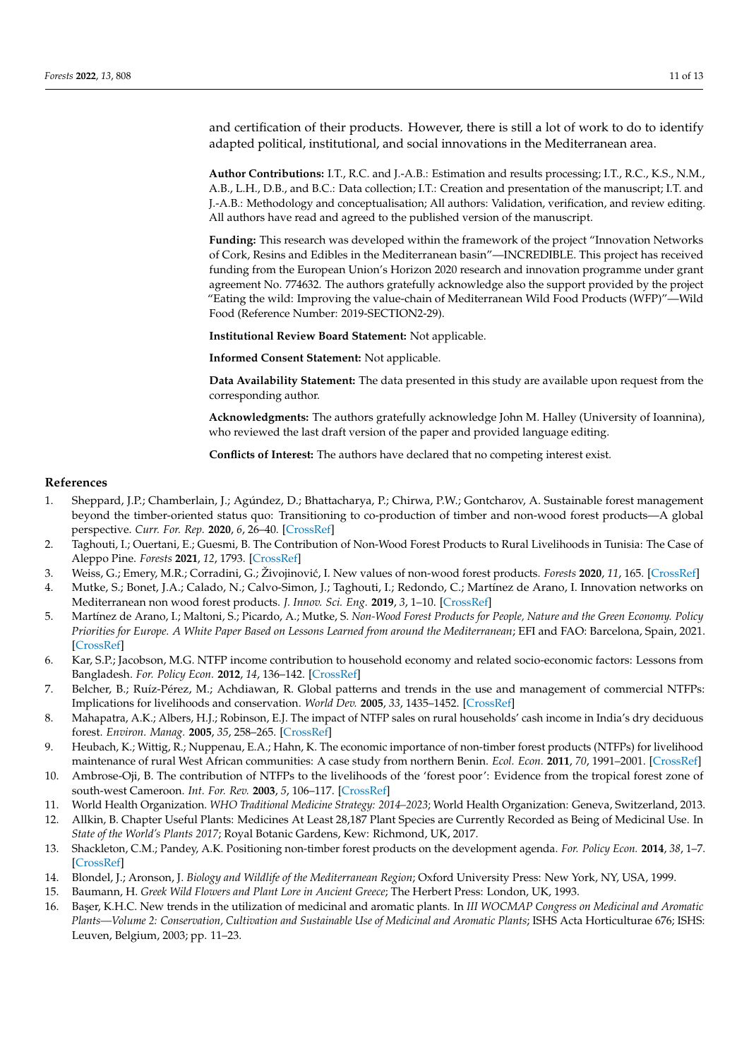and certification of their products. However, there is still a lot of work to do to identify adapted political, institutional, and social innovations in the Mediterranean area.

**Author Contributions:** I.T., R.C. and J.-A.B.: Estimation and results processing; I.T., R.C., K.S., N.M., A.B., L.H., D.B., and B.C.: Data collection; I.T.: Creation and presentation of the manuscript; I.T. and J.-A.B.: Methodology and conceptualisation; All authors: Validation, verification, and review editing. All authors have read and agreed to the published version of the manuscript.

**Funding:** This research was developed within the framework of the project "Innovation Networks of Cork, Resins and Edibles in the Mediterranean basin"—INCREDIBLE. This project has received funding from the European Union's Horizon 2020 research and innovation programme under grant agreement No. 774632. The authors gratefully acknowledge also the support provided by the project "Eating the wild: Improving the value-chain of Mediterranean Wild Food Products (WFP)"—Wild Food (Reference Number: 2019-SECTION2-29).

**Institutional Review Board Statement:** Not applicable.

**Informed Consent Statement:** Not applicable.

**Data Availability Statement:** The data presented in this study are available upon request from the corresponding author.

**Acknowledgments:** The authors gratefully acknowledge John M. Halley (University of Ioannina), who reviewed the last draft version of the paper and provided language editing.

**Conflicts of Interest:** The authors have declared that no competing interest exist.

## References

1. Sheppard, J.P.; Chamberlain, J.; Agúndez, D.; Bhattacharya, P.; Chirwa, P.W.; Gontcharov, A. Sustainable forest management beyond the timber-oriented status quo: Transitioning to co-production of timber and non-wood forest products—A global perspective. *Curr. For. Rep.* **2020**, *6*, 26–40. [CrossRef]
2. Taghouti, I.; Ouertani, E.; Guesmi, B. The Contribution of Non-Wood Forest Products to Rural Livelihoods in Tunisia: The Case of Aleppo Pine. *Forests* **2021**, *12*, 1793. [CrossRef]
3. Weiss, G.; Emery, M.R.; Corradini, G.; Živojinović, I. New values of non-wood forest products. *Forests* **2020**, *11*, 165. [CrossRef]
4. Mutke, S.; Bonet, J.A.; Calado, N.; Calvo-Simon, J.; Taghouti, I.; Redondo, C.; Martínez de Arano, I. Innovation networks on Mediterranean non wood forest products. *J. Innov. Sci. Eng.* **2019**, *3*, 1–10. [CrossRef]
5. Martínez de Arano, I.; Maltoni, S.; Picardo, A.; Mutke, S. *Non-Wood Forest Products for People, Nature and the Green Economy. Policy Priorities for Europe. A White Paper Based on Lessons Learned from around the Mediterranean*; EFI and FAO: Barcelona, Spain, 2021. [CrossRef]
6. Kar, S.P.; Jacobson, M.G. NTFP income contribution to household economy and related socio-economic factors: Lessons from Bangladesh. *For. Policy Econ.* **2012**, *14*, 136–142. [CrossRef]
7. Belcher, B.; Ruíz-Pérez, M.; Achdiawan, R. Global patterns and trends in the use and management of commercial NTFPs: Implications for livelihoods and conservation. *World Dev.* **2005**, *33*, 1435–1452. [CrossRef]
8. Mahapatra, A.K.; Albers, H.J.; Robinson, E.J. The impact of NTFP sales on rural households' cash income in India's dry deciduous forest. *Environ. Manag.* **2005**, *35*, 258–265. [CrossRef]
9. Heubach, K.; Wittig, R.; Nuppenau, E.A.; Hahn, K. The economic importance of non-timber forest products (NTFPs) for livelihood maintenance of rural West African communities: A case study from northern Benin. *Ecol. Econ.* **2011**, *70*, 1991–2001. [CrossRef]
10. Ambrose-Oji, B. The contribution of NTFPs to the livelihoods of the 'forest poor': Evidence from the tropical forest zone of south-west Cameroon. *Int. For. Rev.* **2003**, *5*, 106–117. [CrossRef]
11. World Health Organization. *WHO Traditional Medicine Strategy: 2014–2023*; World Health Organization: Geneva, Switzerland, 2013.
12. Allkin, B. Chapter Useful Plants: Medicines At Least 28,187 Plant Species are Currently Recorded as Being of Medicinal Use. In *State of the World's Plants 2017*; Royal Botanic Gardens, Kew: Richmond, UK, 2017.
13. Shackleton, C.M.; Pandey, A.K. Positioning non-timber forest products on the development agenda. *For. Policy Econ.* **2014**, *38*, 1–7. [CrossRef]
14. Blondel, J.; Aronson, J. *Biology and Wildlife of the Mediterranean Region*; Oxford University Press: New York, NY, USA, 1999.
15. Baumann, H. *Greek Wild Flowers and Plant Lore in Ancient Greece*; The Herbert Press: London, UK, 1993.
16. Başer, K.H.C. New trends in the utilization of medicinal and aromatic plants. In *III WOCMAP Congress on Medicinal and Aromatic Plants—Volume 2: Conservation, Cultivation and Sustainable Use of Medicinal and Aromatic Plants*; ISHS Acta Horticulturae 676; ISHS: Leuven, Belgium, 2003; pp. 11–23.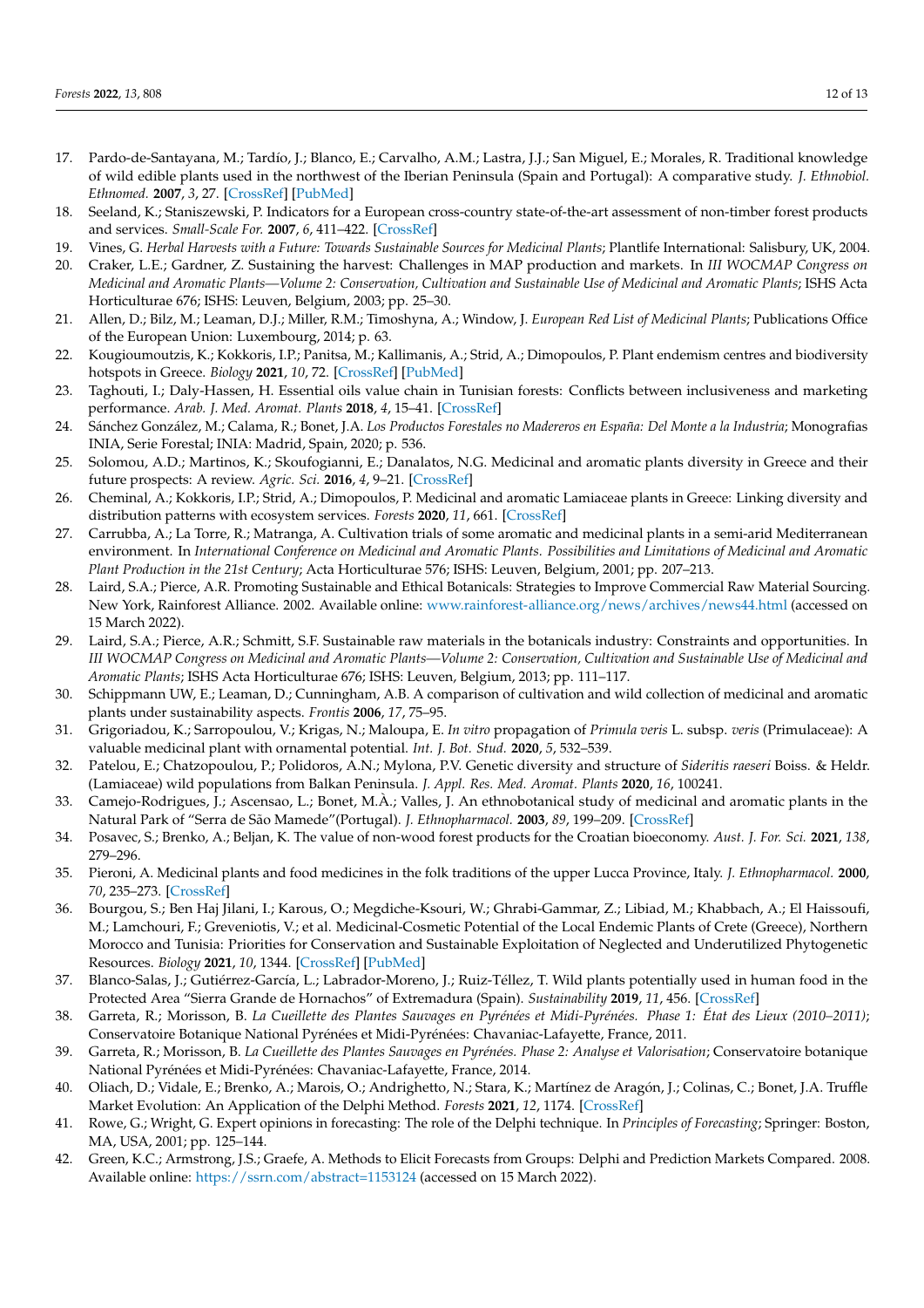17. Pardo-de-Santayana, M.; Tardío, J.; Blanco, E.; Carvalho, A.M.; Lastra, J.J.; San Miguel, E.; Morales, R. Traditional knowledge of wild edible plants used in the northwest of the Iberian Peninsula (Spain and Portugal): A comparative study. *J. Ethnobiol. Ethnomed.* **2007**, *3*, 27. [CrossRef] [PubMed]
18. Seeland, K.; Staniszewski, P. Indicators for a European cross-country state-of-the-art assessment of non-timber forest products and services. *Small-Scale For.* **2007**, *6*, 411–422. [CrossRef]
19. Vines, G. *Herbal Harvests with a Future: Towards Sustainable Sources for Medicinal Plants*; Plantlife International: Salisbury, UK, 2004.
20. Craker, L.E.; Gardner, Z. Sustaining the harvest: Challenges in MAP production and markets. In *III WOCMAP Congress on Medicinal and Aromatic Plants—Volume 2: Conservation, Cultivation and Sustainable Use of Medicinal and Aromatic Plants*; ISHS Acta Horticulturae 676; ISHS: Leuven, Belgium, 2003; pp. 25–30.
21. Allen, D.; Bilz, M.; Leaman, D.J.; Miller, R.M.; Timoshyna, A.; Window, J. *European Red List of Medicinal Plants*; Publications Office of the European Union: Luxembourg, 2014; p. 63.
22. Kougioumoutzis, K.; Kokkoris, I.P.; Panitsa, M.; Kallimanis, A.; Strid, A.; Dimopoulos, P. Plant endemism centres and biodiversity hotspots in Greece. *Biology* **2021**, *10*, 72. [CrossRef] [PubMed]
23. Taghouti, I.; Daly-Hassen, H. Essential oils value chain in Tunisian forests: Conflicts between inclusiveness and marketing performance. *Arab. J. Med. Aromat. Plants* **2018**, *4*, 15–41. [CrossRef]
24. Sánchez González, M.; Calama, R.; Bonet, J.A. *Los Productos Forestales no Madereros en España: Del Monte a la Industria*; Monografías INIA, Serie Forestal; INIA: Madrid, Spain, 2020; p. 536.
25. Solomou, A.D.; Martinos, K.; Skoufogianni, E.; Danalatos, N.G. Medicinal and aromatic plants diversity in Greece and their future prospects: A review. *Agric. Sci.* **2016**, *4*, 9–21. [CrossRef]
26. Cheminal, A.; Kokkoris, I.P.; Strid, A.; Dimopoulos, P. Medicinal and aromatic Lamiaceae plants in Greece: Linking diversity and distribution patterns with ecosystem services. *Forests* **2020**, *11*, 661. [CrossRef]
27. Carrubba, A.; La Torre, R.; Matranga, A. Cultivation trials of some aromatic and medicinal plants in a semi-arid Mediterranean environment. In *International Conference on Medicinal and Aromatic Plants. Possibilities and Limitations of Medicinal and Aromatic Plant Production in the 21st Century*; Acta Horticulturae 576; ISHS: Leuven, Belgium, 2001; pp. 207–213.
28. Laird, S.A.; Pierce, A.R. Promoting Sustainable and Ethical Botanicals: Strategies to Improve Commercial Raw Material Sourcing. New York, Rainforest Alliance. 2002. Available online: www.rainforest-alliance.org/news/archives/news44.html (accessed on 15 March 2022).
29. Laird, S.A.; Pierce, A.R.; Schmitt, S.F. Sustainable raw materials in the botanicals industry: Constraints and opportunities. In *III WOCMAP Congress on Medicinal and Aromatic Plants—Volume 2: Conservation, Cultivation and Sustainable Use of Medicinal and Aromatic Plants*; ISHS Acta Horticulturae 676; ISHS: Leuven, Belgium, 2013; pp. 111–117.
30. Schippmann UW, E.; Leaman, D.; Cunningham, A.B. A comparison of cultivation and wild collection of medicinal and aromatic plants under sustainability aspects. *Frontis* **2006**, *17*, 75–95.
31. Grigoriadou, K.; Sarropoulou, V.; Krigas, N.; Maloupa, E. *In vitro* propagation of *Primula veris* L. subsp. *veris* (Primulaceae): A valuable medicinal plant with ornamental potential. *Int. J. Bot. Stud.* **2020**, *5*, 532–539.
32. Patelou, E.; Chatzopoulou, P.; Polidoros, A.N.; Mylona, P.V. Genetic diversity and structure of *Sideritis raeseri* Boiss. & Heldr. (Lamiaceae) wild populations from Balkan Peninsula. *J. Appl. Res. Med. Aromat. Plants* **2020**, *16*, 100241.
33. Camejo-Rodrigues, J.; Ascensao, L.; Bonet, M.À.; Valles, J. An ethnobotanical study of medicinal and aromatic plants in the Natural Park of "Serra de São Mamede"(Portugal). *J. Ethnopharmacol.* **2003**, *89*, 199–209. [CrossRef]
34. Posavec, S.; Brenko, A.; Beljan, K. The value of non-wood forest products for the Croatian bioeconomy. *Aust. J. For. Sci.* **2021**, *138*, 279–296.
35. Pieroni, A. Medicinal plants and food medicines in the folk traditions of the upper Lucca Province, Italy. *J. Ethnopharmacol.* **2000**, *70*, 235–273. [CrossRef]
36. Bourgou, S.; Ben Haj Jilani, I.; Karous, O.; Megdiche-Ksouri, W.; Ghrabi-Gammar, Z.; Libiad, M.; Khabbach, A.; El Haissoufi, M.; Lamchouri, F.; Greveniotis, V.; et al. Medicinal-Cosmetic Potential of the Local Endemic Plants of Crete (Greece), Northern Morocco and Tunisia: Priorities for Conservation and Sustainable Exploitation of Neglected and Underutilized Phytogenetic Resources. *Biology* **2021**, *10*, 1344. [CrossRef] [PubMed]
37. Blanco-Salas, J.; Gutiérrez-García, L.; Labrador-Moreno, J.; Ruiz-Téllez, T. Wild plants potentially used in human food in the Protected Area "Sierra Grande de Hornachos" of Extremadura (Spain). *Sustainability* **2019**, *11*, 456. [CrossRef]
38. Garreta, R.; Morisson, B. *La Cueillette des Plantes Sauvages en Pyrénées et Midi-Pyrénées. Phase 1: État des Lieux (2010–2011)*; Conservatoire Botanique National Pyrénées et Midi-Pyrénées: Chavaniac-Lafayette, France, 2011.
39. Garreta, R.; Morisson, B. *La Cueillette des Plantes Sauvages en Pyrénées. Phase 2: Analyse et Valorisation*; Conservatoire botanique National Pyrénées et Midi-Pyrénées: Chavaniac-Lafayette, France, 2014.
40. Oliach, D.; Vidale, E.; Brenko, A.; Marois, O.; Andrighetto, N.; Stara, K.; Martínez de Aragón, J.; Colinas, C.; Bonet, J.A. Truffle Market Evolution: An Application of the Delphi Method. *Forests* **2021**, *12*, 1174. [CrossRef]
41. Rowe, G.; Wright, G. Expert opinions in forecasting: The role of the Delphi technique. In *Principles of Forecasting*; Springer: Boston, MA, USA, 2001; pp. 125–144.
42. Green, K.C.; Armstrong, J.S.; Graefe, A. Methods to Elicit Forecasts from Groups: Delphi and Prediction Markets Compared. 2008. Available online: https://ssrn.com/abstract=1153124 (accessed on 15 March 2022).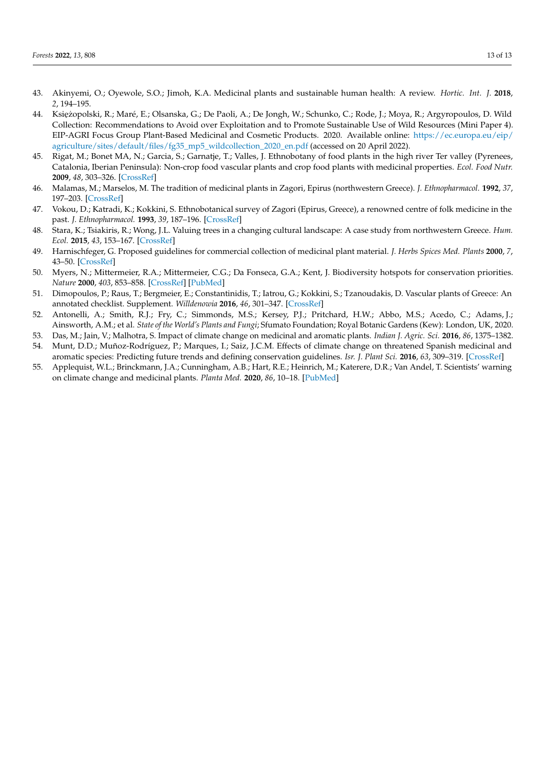43. Akinyemi, O.; Oyewole, S.O.; Jimoh, K.A. Medicinal plants and sustainable human health: A review. *Hortic. Int. J.* **2018**, *2*, 194–195.
44. Księżopolski, R.; Maré, E.; Olsanska, G.; De Paoli, A.; De Jongh, W.; Schunko, C.; Rode, J.; Moya, R.; Argyropoulos, D. Wild Collection: Recommendations to Avoid over Exploitation and to Promote Sustainable Use of Wild Resources (Mini Paper 4). EIP-AGRI Focus Group Plant-Based Medicinal and Cosmetic Products. 2020. Available online: https://ec.europa.eu/eip/agriculture/sites/default/files/fg35_mp5_wildcollection_2020_en.pdf (accessed on 20 April 2022).
45. Rigat, M.; Bonet MA, N.; Garcia, S.; Garnatje, T.; Valles, J. Ethnobotany of food plants in the high river Ter valley (Pyrenees, Catalonia, Iberian Peninsula): Non-crop food vascular plants and crop food plants with medicinal properties. *Ecol. Food Nutr.* **2009**, *48*, 303–326. [CrossRef]
46. Malamas, M.; Marselos, M. The tradition of medicinal plants in Zagori, Epirus (northwestern Greece). *J. Ethnopharmacol.* **1992**, *37*, 197–203. [CrossRef]
47. Vokou, D.; Katradi, K.; Kokkini, S. Ethnobotanical survey of Zagori (Epirus, Greece), a renowned centre of folk medicine in the past. *J. Ethnopharmacol.* **1993**, *39*, 187–196. [CrossRef]
48. Stara, K.; Tsiakiris, R.; Wong, J.L. Valuing trees in a changing cultural landscape: A case study from northwestern Greece. *Hum. Ecol.* **2015**, *43*, 153–167. [CrossRef]
49. Harnischfeger, G. Proposed guidelines for commercial collection of medicinal plant material. *J. Herbs Spices Med. Plants* **2000**, *7*, 43–50. [CrossRef]
50. Myers, N.; Mittermeier, R.A.; Mittermeier, C.G.; Da Fonseca, G.A.; Kent, J. Biodiversity hotspots for conservation priorities. *Nature* **2000**, *403*, 853–858. [CrossRef] [PubMed]
51. Dimopoulos, P.; Raus, T.; Bergmeier, E.; Constantinidis, T.; Iatrou, G.; Kokkini, S.; Tzanoudakis, D. Vascular plants of Greece: An annotated checklist. Supplement. *Willdenowia* **2016**, *46*, 301–347. [CrossRef]
52. Antonelli, A.; Smith, R.J.; Fry, C.; Simmonds, M.S.; Kersey, P.J.; Pritchard, H.W.; Abbo, M.S.; Acedo, C.; Adams, J.; Ainsworth, A.M.; et al. *State of the World's Plants and Fungi*; Sfumato Foundation; Royal Botanic Gardens (Kew): London, UK, 2020.
53. Das, M.; Jain, V.; Malhotra, S. Impact of climate change on medicinal and aromatic plants. *Indian J. Agric. Sci.* **2016**, *86*, 1375–1382.
54. Munt, D.D.; Muñoz-Rodríguez, P.; Marques, I.; Saiz, J.C.M. Effects of climate change on threatened Spanish medicinal and aromatic species: Predicting future trends and defining conservation guidelines. *Isr. J. Plant Sci.* **2016**, *63*, 309–319. [CrossRef]
55. Applequist, W.L.; Brinckmann, J.A.; Cunningham, A.B.; Hart, R.E.; Heinrich, M.; Katerere, D.R.; Van Andel, T. Scientists' warning on climate change and medicinal plants. *Planta Med.* **2020**, *86*, 10–18. [PubMed]